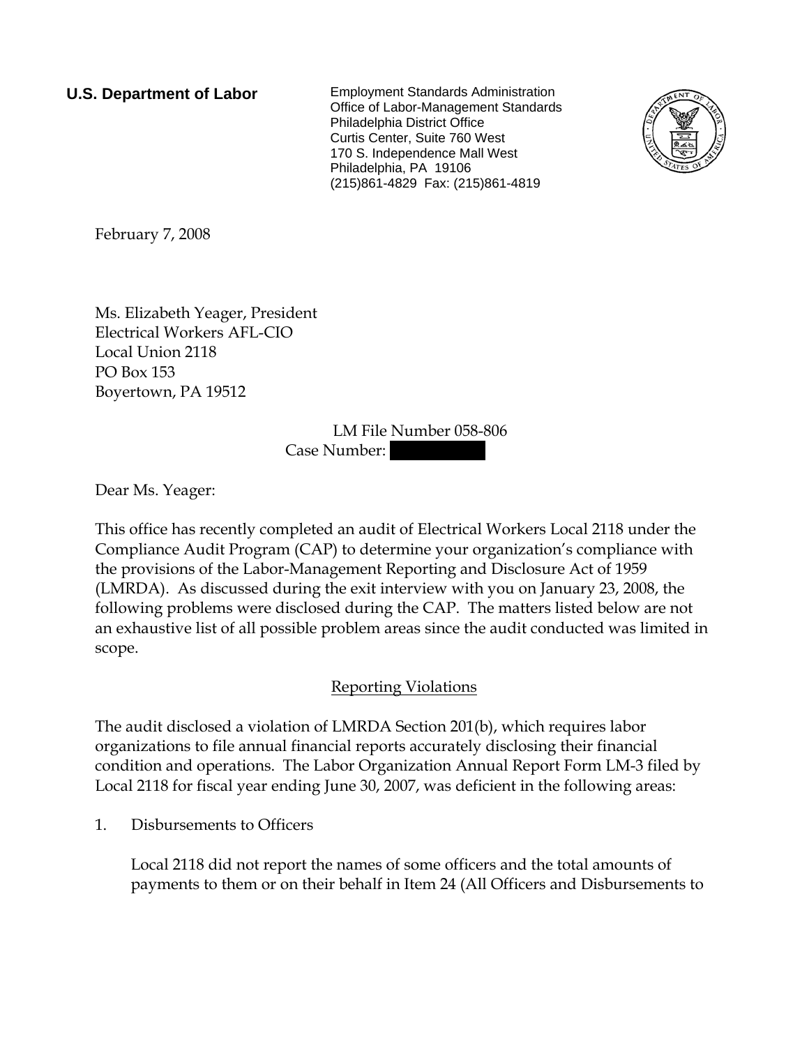**U.S. Department of Labor**

Employment Standards Administration
Office of Labor-Management Standards
Philadelphia District Office
Curtis Center, Suite 760 West
170 S. Independence Mall West
Philadelphia, PA 19106
(215)861-4829 Fax: (215)861-4819

February 7, 2008

Ms. Elizabeth Yeager, President
Electrical Workers AFL-CIO
Local Union 2118
PO Box 153
Boyertown, PA 19512

LM File Number 058-806
Case Number: [redacted]

Dear Ms. Yeager:

This office has recently completed an audit of Electrical Workers Local 2118 under the Compliance Audit Program (CAP) to determine your organization's compliance with the provisions of the Labor-Management Reporting and Disclosure Act of 1959 (LMRDA). As discussed during the exit interview with you on January 23, 2008, the following problems were disclosed during the CAP. The matters listed below are not an exhaustive list of all possible problem areas since the audit conducted was limited in scope.

## Reporting Violations

The audit disclosed a violation of LMRDA Section 201(b), which requires labor organizations to file annual financial reports accurately disclosing their financial condition and operations. The Labor Organization Annual Report Form LM-3 filed by Local 2118 for fiscal year ending June 30, 2007, was deficient in the following areas:

1. Disbursements to Officers

   Local 2118 did not report the names of some officers and the total amounts of payments to them or on their behalf in Item 24 (All Officers and Disbursements to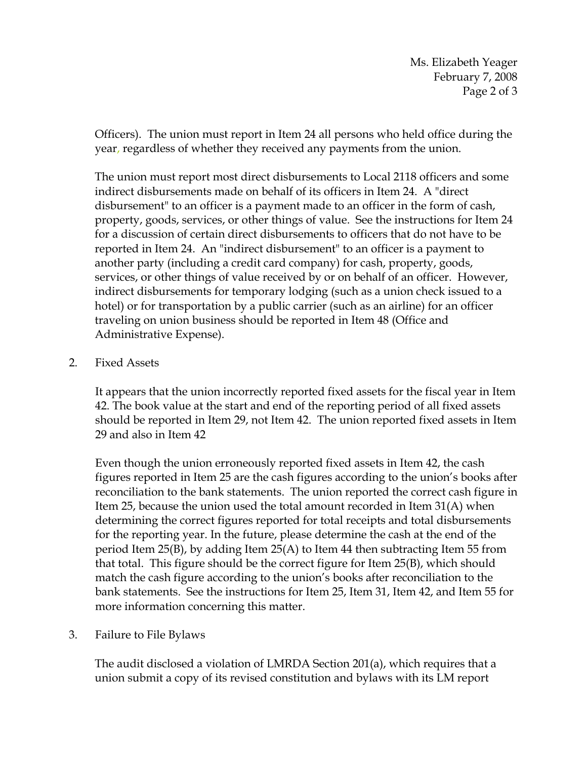Officers). The union must report in Item 24 all persons who held office during the year, regardless of whether they received any payments from the union.

The union must report most direct disbursements to Local 2118 officers and some indirect disbursements made on behalf of its officers in Item 24. A "direct disbursement" to an officer is a payment made to an officer in the form of cash, property, goods, services, or other things of value. See the instructions for Item 24 for a discussion of certain direct disbursements to officers that do not have to be reported in Item 24. An "indirect disbursement" to an officer is a payment to another party (including a credit card company) for cash, property, goods, services, or other things of value received by or on behalf of an officer. However, indirect disbursements for temporary lodging (such as a union check issued to a hotel) or for transportation by a public carrier (such as an airline) for an officer traveling on union business should be reported in Item 48 (Office and Administrative Expense).

2. Fixed Assets

   It appears that the union incorrectly reported fixed assets for the fiscal year in Item 42. The book value at the start and end of the reporting period of all fixed assets should be reported in Item 29, not Item 42. The union reported fixed assets in Item 29 and also in Item 42

   Even though the union erroneously reported fixed assets in Item 42, the cash figures reported in Item 25 are the cash figures according to the union's books after reconciliation to the bank statements. The union reported the correct cash figure in Item 25, because the union used the total amount recorded in Item 31(A) when determining the correct figures reported for total receipts and total disbursements for the reporting year. In the future, please determine the cash at the end of the period Item 25(B), by adding Item 25(A) to Item 44 then subtracting Item 55 from that total. This figure should be the correct figure for Item 25(B), which should match the cash figure according to the union's books after reconciliation to the bank statements. See the instructions for Item 25, Item 31, Item 42, and Item 55 for more information concerning this matter.

3. Failure to File Bylaws

   The audit disclosed a violation of LMRDA Section 201(a), which requires that a union submit a copy of its revised constitution and bylaws with its LM report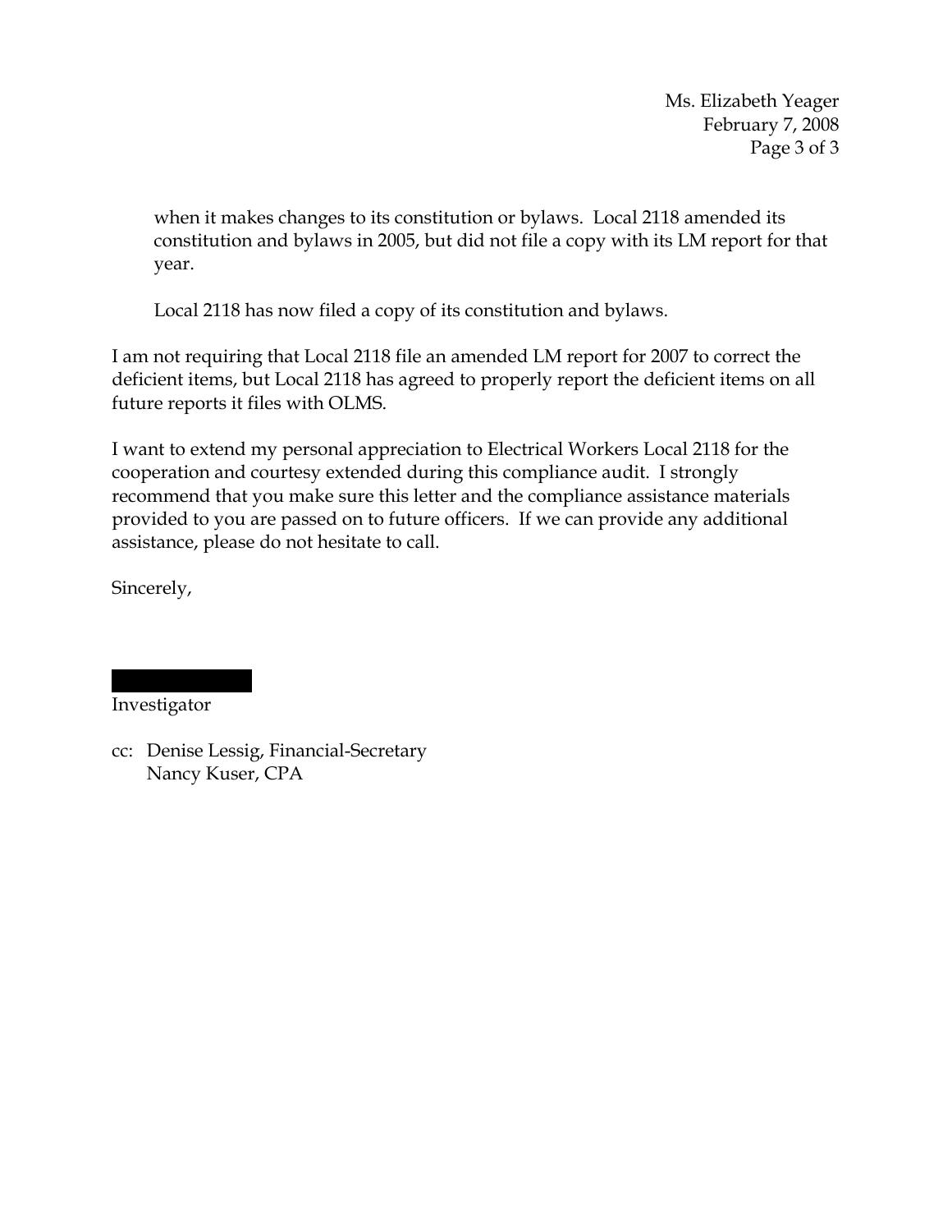when it makes changes to its constitution or bylaws. Local 2118 amended its constitution and bylaws in 2005, but did not file a copy with its LM report for that year.

Local 2118 has now filed a copy of its constitution and bylaws.

I am not requiring that Local 2118 file an amended LM report for 2007 to correct the deficient items, but Local 2118 has agreed to properly report the deficient items on all future reports it files with OLMS.

I want to extend my personal appreciation to Electrical Workers Local 2118 for the cooperation and courtesy extended during this compliance audit. I strongly recommend that you make sure this letter and the compliance assistance materials provided to you are passed on to future officers. If we can provide any additional assistance, please do not hesitate to call.

Sincerely,

Investigator

cc: Denise Lessig, Financial-Secretary
Nancy Kuser, CPA